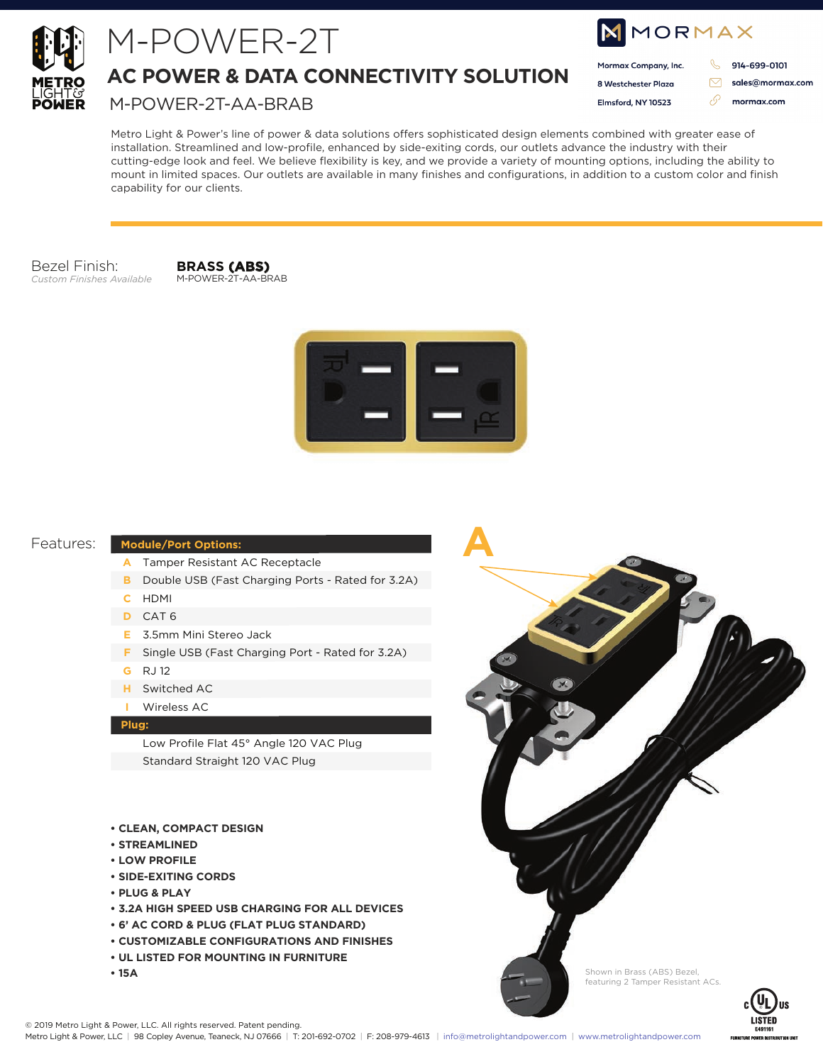# M-POWER-2T

## AC POWER & DATA CONNECTIVITY SOLUTION

M-POWER-2T-AA-BRAB

METRO LIGHT & POWER

MORMAX
Mormax Company, Inc.
8 Westchester Plaza
Elmsford, NY 10523
914-699-0101
sales@mormax.com
mormax.com

Metro Light & Power's line of power & data solutions offers sophisticated design elements combined with greater ease of installation. Streamlined and low-profile, enhanced by side-exiting cords, our outlets advance the industry with their cutting-edge look and feel. We believe flexibility is key, and we provide a variety of mounting options, including the ability to mount in limited spaces. Our outlets are available in many finishes and configurations, in addition to a custom color and finish capability for our clients.

Bezel Finish:
*Custom Finishes Available*

**BRASS (ABS)**
M-POWER-2T-AA-BRAB

Features:

| | Module/Port Options: |
|---|---|
| A | Tamper Resistant AC Receptacle |
| B | Double USB (Fast Charging Ports - Rated for 3.2A) |
| C | HDMI |
| D | CAT 6 |
| E | 3.5mm Mini Stereo Jack |
| F | Single USB (Fast Charging Port - Rated for 3.2A) |
| G | RJ 12 |
| H | Switched AC |
| I | Wireless AC |
| | **Plug:** |
| | Low Profile Flat 45° Angle 120 VAC Plug |
| | Standard Straight 120 VAC Plug |

- **CLEAN, COMPACT DESIGN**
- **STREAMLINED**
- **LOW PROFILE**
- **SIDE-EXITING CORDS**
- **PLUG & PLAY**
- **3.2A HIGH SPEED USB CHARGING FOR ALL DEVICES**
- **6' AC CORD & PLUG (FLAT PLUG STANDARD)**
- **CUSTOMIZABLE CONFIGURATIONS AND FINISHES**
- **UL LISTED FOR MOUNTING IN FURNITURE**
- **15A**

A

Shown in Brass (ABS) Bezel, featuring 2 Tamper Resistant ACs.

c UL us LISTED E491161 FURNITURE POWER DISTRIBUTION UNIT

© 2019 Metro Light & Power, LLC. All rights reserved. Patent pending.
Metro Light & Power, LLC | 98 Copley Avenue, Teaneck, NJ 07666 | T: 201-692-0702 | F: 208-979-4613 | info@metrolightandpower.com | www.metrolightandpower.com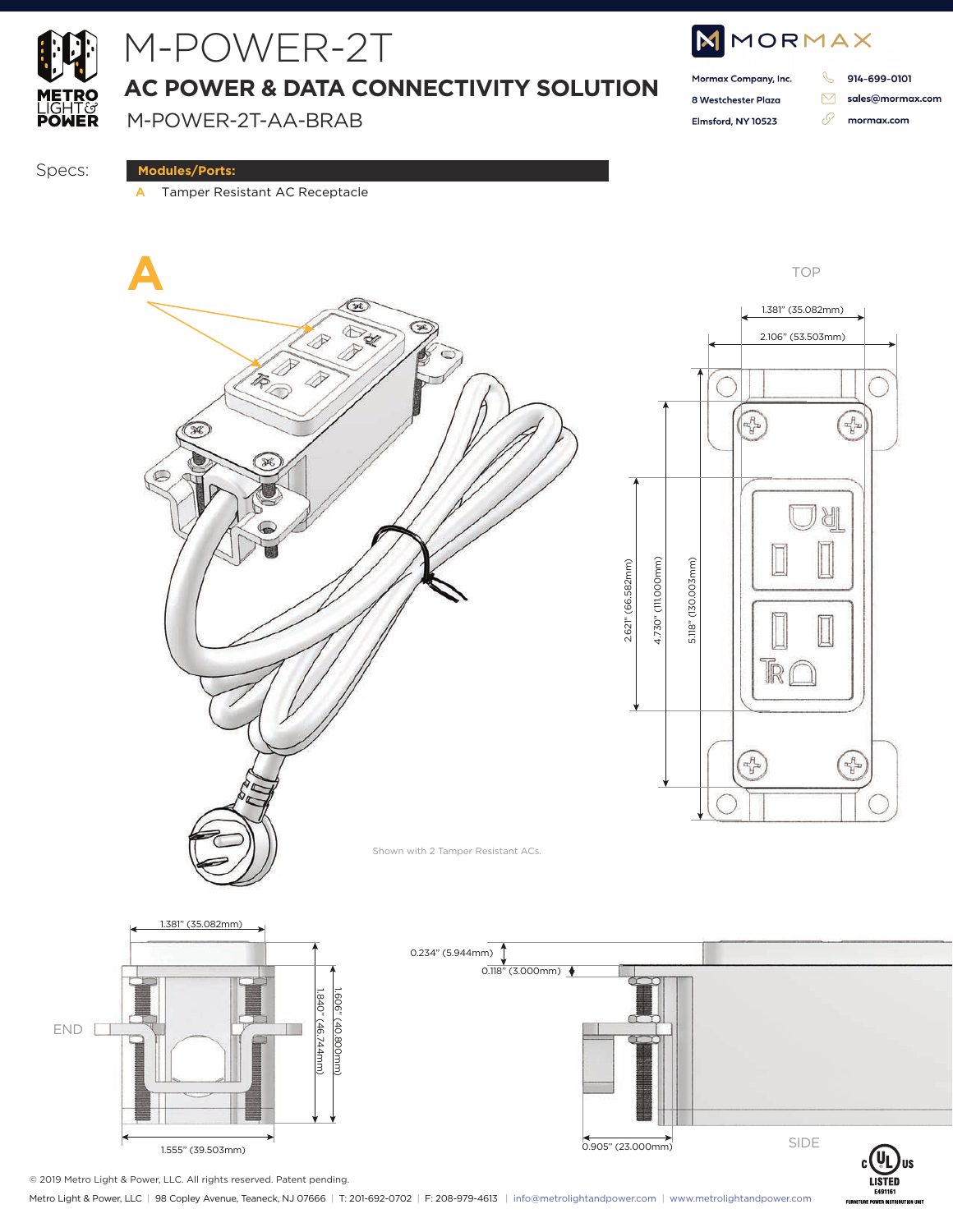METRO LIGHT & POWER

# M-POWER-2T

## AC POWER & DATA CONNECTIVITY SOLUTION

M-POWER-2T-AA-BRAB

MORMAX

Mormax Company, Inc.
8 Westchester Plaza
Elmsford, NY 10523

914-699-0101
sales@mormax.com
mormax.com

Specs:

**Modules/Ports:**

A Tamper Resistant AC Receptacle

A

TOP

1.381" (35.082mm)

2.106" (53.503mm)

2.621" (66.582mm)

4.730" (111.000mm)

5.118" (130.003mm)

Shown with 2 Tamper Resistant ACs.

END

1.381" (35.082mm)

1.840" (46.744mm)

1.606" (40.800mm)

1.555" (39.503mm)

0.234" (5.944mm)

0.118" (3.000mm)

0.905" (23.000mm)

SIDE

c UL us LISTED E491161 FURNITURE POWER DISTRIBUTION UNIT

© 2019 Metro Light & Power, LLC. All rights reserved. Patent pending.

Metro Light & Power, LLC | 98 Copley Avenue, Teaneck, NJ 07666 | T: 201-692-0702 | F: 208-979-4613 | info@metrolightandpower.com | www.metrolightandpower.com